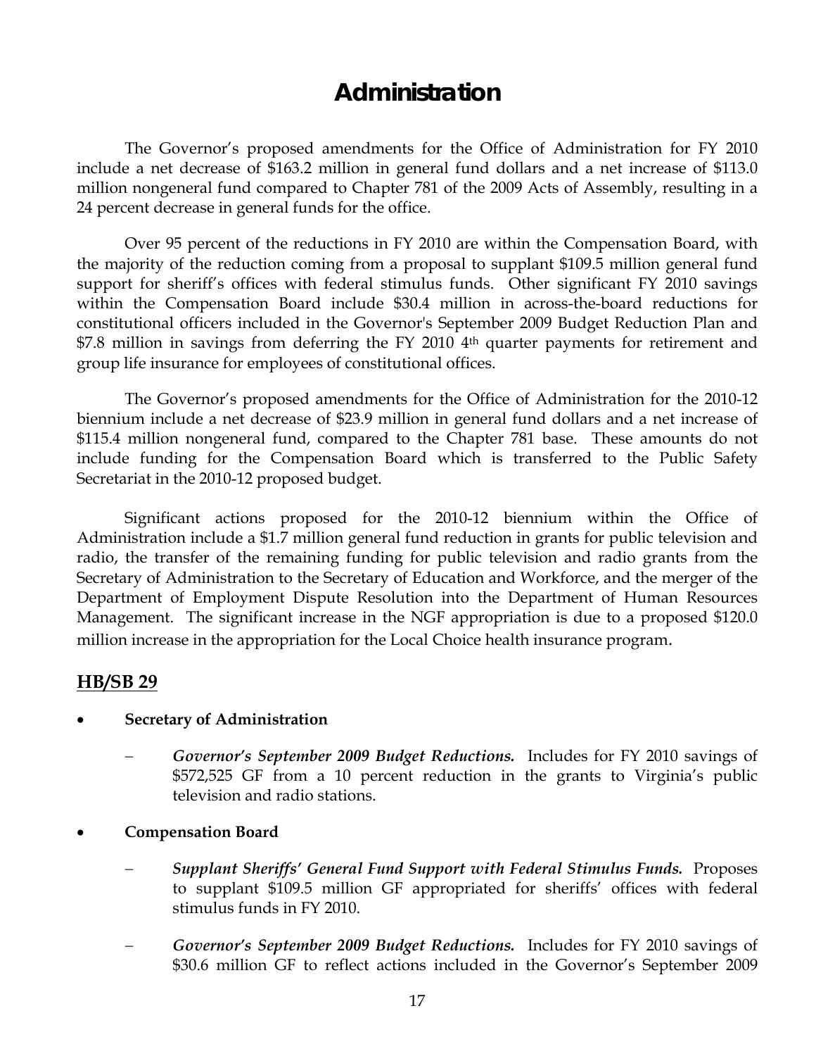# Administration

The Governor's proposed amendments for the Office of Administration for FY 2010 include a net decrease of $163.2 million in general fund dollars and a net increase of $113.0 million nongeneral fund compared to Chapter 781 of the 2009 Acts of Assembly, resulting in a 24 percent decrease in general funds for the office.

Over 95 percent of the reductions in FY 2010 are within the Compensation Board, with the majority of the reduction coming from a proposal to supplant $109.5 million general fund support for sheriff's offices with federal stimulus funds. Other significant FY 2010 savings within the Compensation Board include $30.4 million in across-the-board reductions for constitutional officers included in the Governor's September 2009 Budget Reduction Plan and $7.8 million in savings from deferring the FY 2010 4th quarter payments for retirement and group life insurance for employees of constitutional offices.

The Governor's proposed amendments for the Office of Administration for the 2010-12 biennium include a net decrease of $23.9 million in general fund dollars and a net increase of $115.4 million nongeneral fund, compared to the Chapter 781 base. These amounts do not include funding for the Compensation Board which is transferred to the Public Safety Secretariat in the 2010-12 proposed budget.

Significant actions proposed for the 2010-12 biennium within the Office of Administration include a $1.7 million general fund reduction in grants for public television and radio, the transfer of the remaining funding for public television and radio grants from the Secretary of Administration to the Secretary of Education and Workforce, and the merger of the Department of Employment Dispute Resolution into the Department of Human Resources Management. The significant increase in the NGF appropriation is due to a proposed $120.0 million increase in the appropriation for the Local Choice health insurance program.

## HB/SB 29

- **Secretary of Administration**
  - ***Governor's September 2009 Budget Reductions.*** Includes for FY 2010 savings of $572,525 GF from a 10 percent reduction in the grants to Virginia's public television and radio stations.

- **Compensation Board**
  - ***Supplant Sheriffs' General Fund Support with Federal Stimulus Funds.*** Proposes to supplant $109.5 million GF appropriated for sheriffs' offices with federal stimulus funds in FY 2010.
  - ***Governor's September 2009 Budget Reductions.*** Includes for FY 2010 savings of $30.6 million GF to reflect actions included in the Governor's September 2009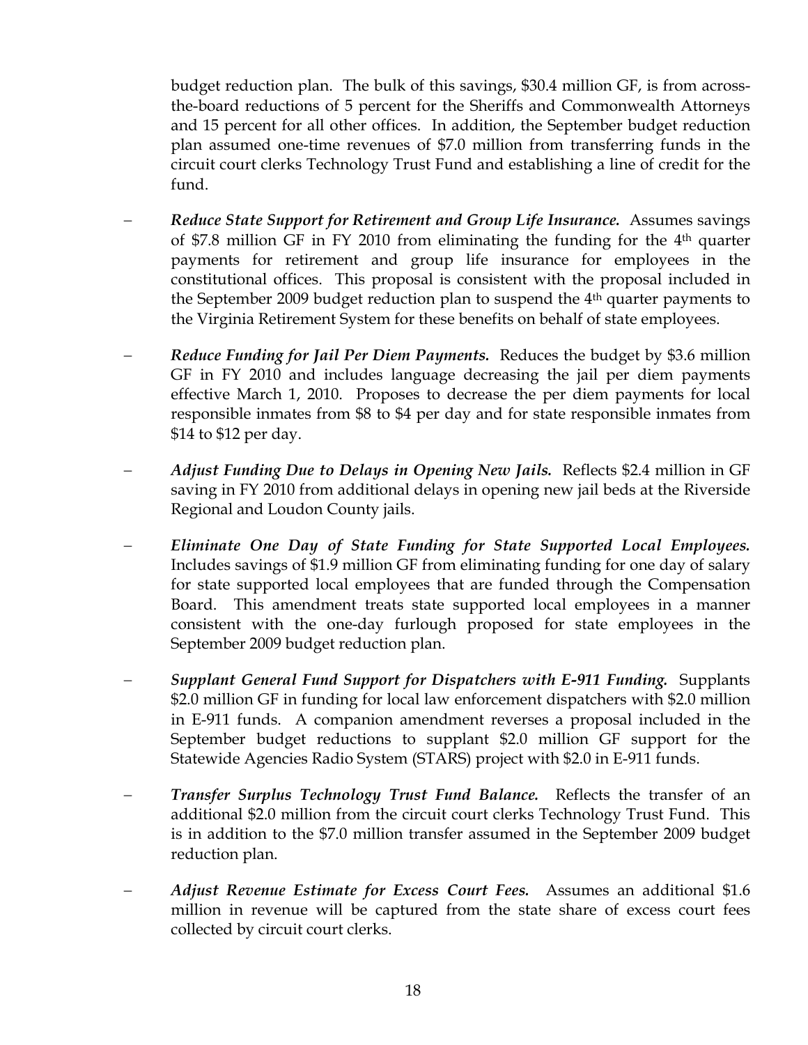budget reduction plan. The bulk of this savings, \$30.4 million GF, is from across-the-board reductions of 5 percent for the Sheriffs and Commonwealth Attorneys and 15 percent for all other offices. In addition, the September budget reduction plan assumed one-time revenues of \$7.0 million from transferring funds in the circuit court clerks Technology Trust Fund and establishing a line of credit for the fund.

- ***Reduce State Support for Retirement and Group Life Insurance.*** Assumes savings of \$7.8 million GF in FY 2010 from eliminating the funding for the 4th quarter payments for retirement and group life insurance for employees in the constitutional offices. This proposal is consistent with the proposal included in the September 2009 budget reduction plan to suspend the 4th quarter payments to the Virginia Retirement System for these benefits on behalf of state employees.

- ***Reduce Funding for Jail Per Diem Payments.*** Reduces the budget by \$3.6 million GF in FY 2010 and includes language decreasing the jail per diem payments effective March 1, 2010. Proposes to decrease the per diem payments for local responsible inmates from \$8 to \$4 per day and for state responsible inmates from \$14 to \$12 per day.

- ***Adjust Funding Due to Delays in Opening New Jails.*** Reflects \$2.4 million in GF saving in FY 2010 from additional delays in opening new jail beds at the Riverside Regional and Loudon County jails.

- ***Eliminate One Day of State Funding for State Supported Local Employees.*** Includes savings of \$1.9 million GF from eliminating funding for one day of salary for state supported local employees that are funded through the Compensation Board. This amendment treats state supported local employees in a manner consistent with the one-day furlough proposed for state employees in the September 2009 budget reduction plan.

- ***Supplant General Fund Support for Dispatchers with E-911 Funding.*** Supplants \$2.0 million GF in funding for local law enforcement dispatchers with \$2.0 million in E-911 funds. A companion amendment reverses a proposal included in the September budget reductions to supplant \$2.0 million GF support for the Statewide Agencies Radio System (STARS) project with \$2.0 in E-911 funds.

- ***Transfer Surplus Technology Trust Fund Balance.*** Reflects the transfer of an additional \$2.0 million from the circuit court clerks Technology Trust Fund. This is in addition to the \$7.0 million transfer assumed in the September 2009 budget reduction plan.

- ***Adjust Revenue Estimate for Excess Court Fees.*** Assumes an additional \$1.6 million in revenue will be captured from the state share of excess court fees collected by circuit court clerks.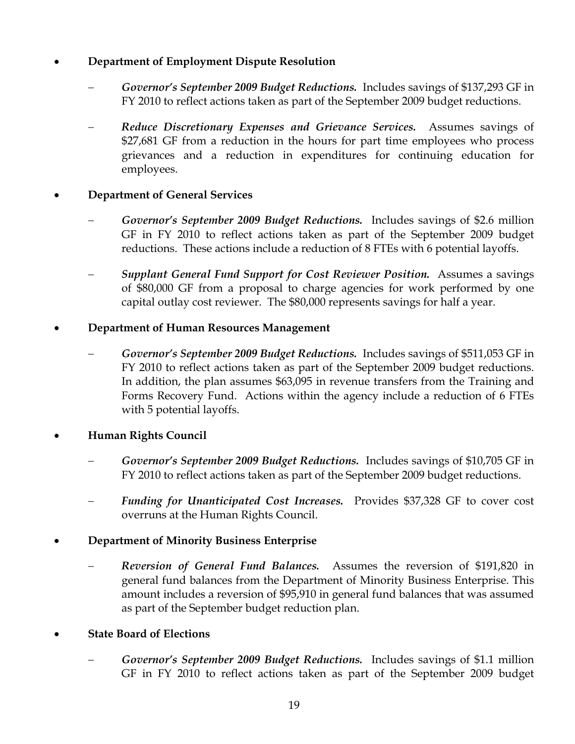- **Department of Employment Dispute Resolution**

  - ***Governor's September 2009 Budget Reductions.*** Includes savings of $137,293 GF in FY 2010 to reflect actions taken as part of the September 2009 budget reductions.

  - ***Reduce Discretionary Expenses and Grievance Services.*** Assumes savings of $27,681 GF from a reduction in the hours for part time employees who process grievances and a reduction in expenditures for continuing education for employees.

- **Department of General Services**

  - ***Governor's September 2009 Budget Reductions.*** Includes savings of $2.6 million GF in FY 2010 to reflect actions taken as part of the September 2009 budget reductions. These actions include a reduction of 8 FTEs with 6 potential layoffs.

  - ***Supplant General Fund Support for Cost Reviewer Position.*** Assumes a savings of $80,000 GF from a proposal to charge agencies for work performed by one capital outlay cost reviewer. The $80,000 represents savings for half a year.

- **Department of Human Resources Management**

  - ***Governor's September 2009 Budget Reductions.*** Includes savings of $511,053 GF in FY 2010 to reflect actions taken as part of the September 2009 budget reductions. In addition, the plan assumes $63,095 in revenue transfers from the Training and Forms Recovery Fund. Actions within the agency include a reduction of 6 FTEs with 5 potential layoffs.

- **Human Rights Council**

  - ***Governor's September 2009 Budget Reductions.*** Includes savings of $10,705 GF in FY 2010 to reflect actions taken as part of the September 2009 budget reductions.

  - ***Funding for Unanticipated Cost Increases.*** Provides $37,328 GF to cover cost overruns at the Human Rights Council.

- **Department of Minority Business Enterprise**

  - ***Reversion of General Fund Balances.*** Assumes the reversion of $191,820 in general fund balances from the Department of Minority Business Enterprise. This amount includes a reversion of $95,910 in general fund balances that was assumed as part of the September budget reduction plan.

- **State Board of Elections**

  - ***Governor's September 2009 Budget Reductions.*** Includes savings of $1.1 million GF in FY 2010 to reflect actions taken as part of the September 2009 budget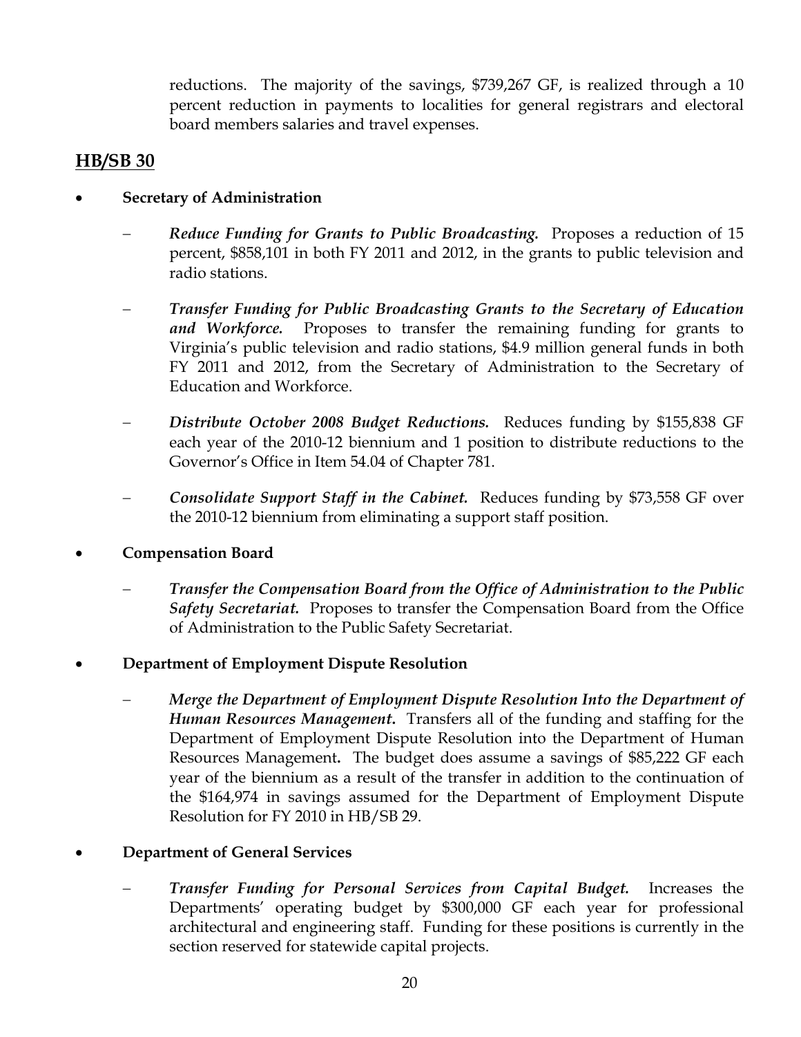reductions. The majority of the savings, $739,267 GF, is realized through a 10 percent reduction in payments to localities for general registrars and electoral board members salaries and travel expenses.

## HB/SB 30

- **Secretary of Administration**
  - ***Reduce Funding for Grants to Public Broadcasting.*** Proposes a reduction of 15 percent, $858,101 in both FY 2011 and 2012, in the grants to public television and radio stations.
  - ***Transfer Funding for Public Broadcasting Grants to the Secretary of Education and Workforce.*** Proposes to transfer the remaining funding for grants to Virginia's public television and radio stations, $4.9 million general funds in both FY 2011 and 2012, from the Secretary of Administration to the Secretary of Education and Workforce.
  - ***Distribute October 2008 Budget Reductions.*** Reduces funding by $155,838 GF each year of the 2010-12 biennium and 1 position to distribute reductions to the Governor's Office in Item 54.04 of Chapter 781.
  - ***Consolidate Support Staff in the Cabinet.*** Reduces funding by $73,558 GF over the 2010-12 biennium from eliminating a support staff position.

- **Compensation Board**
  - ***Transfer the Compensation Board from the Office of Administration to the Public Safety Secretariat.*** Proposes to transfer the Compensation Board from the Office of Administration to the Public Safety Secretariat.

- **Department of Employment Dispute Resolution**
  - ***Merge the Department of Employment Dispute Resolution Into the Department of Human Resources Management.*** Transfers all of the funding and staffing for the Department of Employment Dispute Resolution into the Department of Human Resources Management. The budget does assume a savings of $85,222 GF each year of the biennium as a result of the transfer in addition to the continuation of the $164,974 in savings assumed for the Department of Employment Dispute Resolution for FY 2010 in HB/SB 29.

- **Department of General Services**
  - ***Transfer Funding for Personal Services from Capital Budget.*** Increases the Departments' operating budget by $300,000 GF each year for professional architectural and engineering staff. Funding for these positions is currently in the section reserved for statewide capital projects.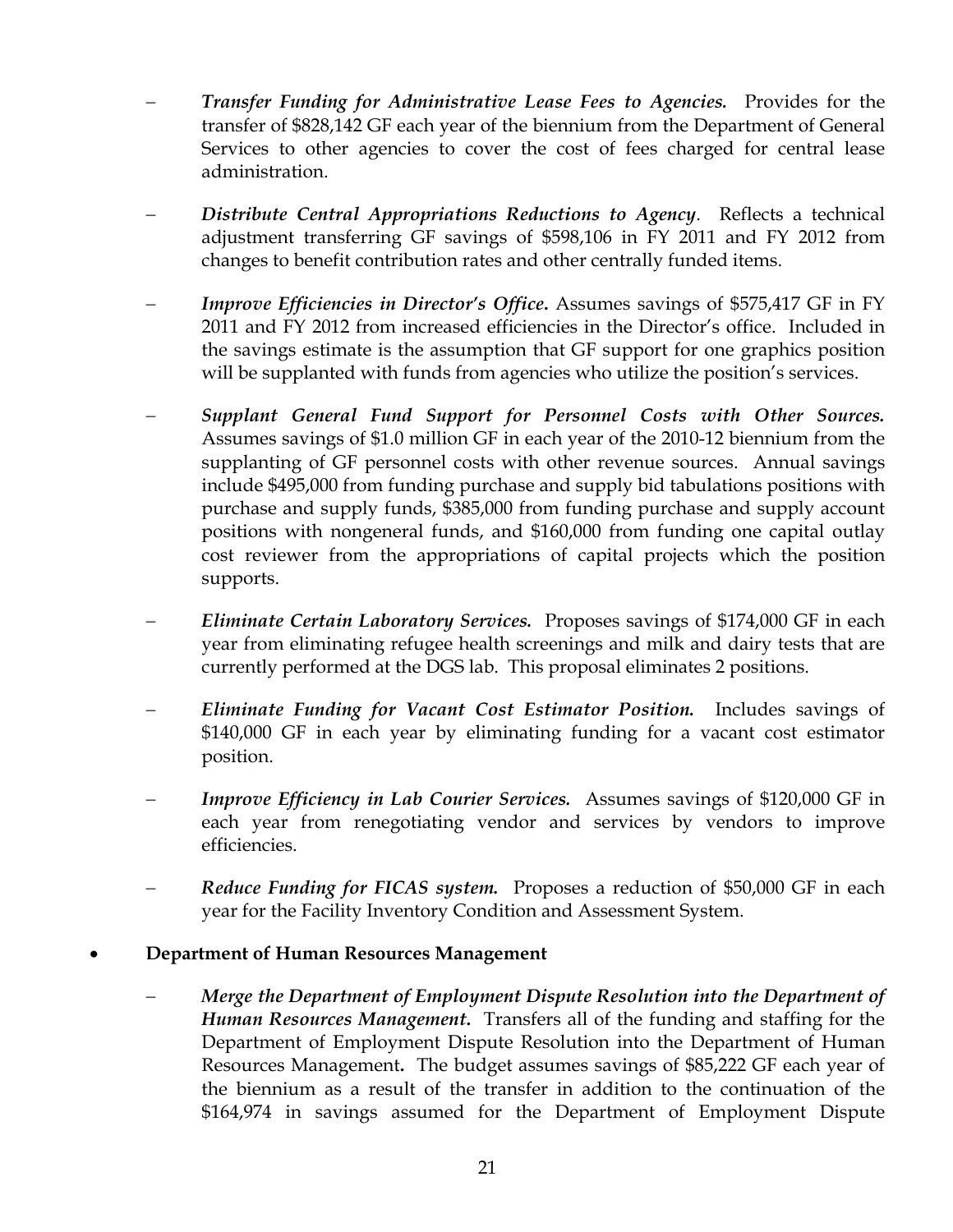- *Transfer Funding for Administrative Lease Fees to Agencies.* Provides for the transfer of $828,142 GF each year of the biennium from the Department of General Services to other agencies to cover the cost of fees charged for central lease administration.

- *Distribute Central Appropriations Reductions to Agency*. Reflects a technical adjustment transferring GF savings of $598,106 in FY 2011 and FY 2012 from changes to benefit contribution rates and other centrally funded items.

- *Improve Efficiencies in Director's Office***.** Assumes savings of $575,417 GF in FY 2011 and FY 2012 from increased efficiencies in the Director's office. Included in the savings estimate is the assumption that GF support for one graphics position will be supplanted with funds from agencies who utilize the position's services.

- *Supplant General Fund Support for Personnel Costs with Other Sources.* Assumes savings of $1.0 million GF in each year of the 2010-12 biennium from the supplanting of GF personnel costs with other revenue sources. Annual savings include $495,000 from funding purchase and supply bid tabulations positions with purchase and supply funds, $385,000 from funding purchase and supply account positions with nongeneral funds, and $160,000 from funding one capital outlay cost reviewer from the appropriations of capital projects which the position supports.

- *Eliminate Certain Laboratory Services.* Proposes savings of $174,000 GF in each year from eliminating refugee health screenings and milk and dairy tests that are currently performed at the DGS lab. This proposal eliminates 2 positions.

- *Eliminate Funding for Vacant Cost Estimator Position.* Includes savings of $140,000 GF in each year by eliminating funding for a vacant cost estimator position.

- *Improve Efficiency in Lab Courier Services.* Assumes savings of $120,000 GF in each year from renegotiating vendor and services by vendors to improve efficiencies.

- *Reduce Funding for FICAS system.* Proposes a reduction of $50,000 GF in each year for the Facility Inventory Condition and Assessment System.

- **Department of Human Resources Management**

  - *Merge the Department of Employment Dispute Resolution into the Department of Human Resources Management***.** Transfers all of the funding and staffing for the Department of Employment Dispute Resolution into the Department of Human Resources Management**.** The budget assumes savings of $85,222 GF each year of the biennium as a result of the transfer in addition to the continuation of the $164,974 in savings assumed for the Department of Employment Dispute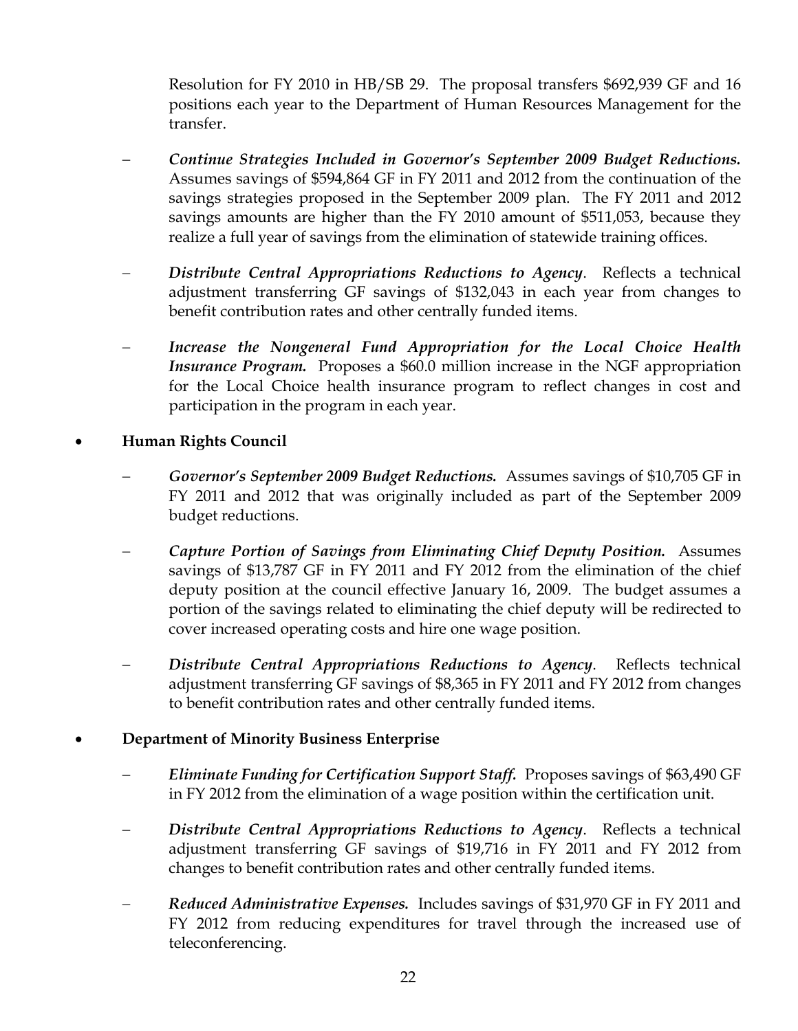Resolution for FY 2010 in HB/SB 29. The proposal transfers $692,939 GF and 16 positions each year to the Department of Human Resources Management for the transfer.

  - ***Continue Strategies Included in Governor's September 2009 Budget Reductions.*** Assumes savings of $594,864 GF in FY 2011 and 2012 from the continuation of the savings strategies proposed in the September 2009 plan. The FY 2011 and 2012 savings amounts are higher than the FY 2010 amount of $511,053, because they realize a full year of savings from the elimination of statewide training offices.

  - ***Distribute Central Appropriations Reductions to Agency***. Reflects a technical adjustment transferring GF savings of $132,043 in each year from changes to benefit contribution rates and other centrally funded items.

  - ***Increase the Nongeneral Fund Appropriation for the Local Choice Health Insurance Program.*** Proposes a $60.0 million increase in the NGF appropriation for the Local Choice health insurance program to reflect changes in cost and participation in the program in each year.

- **Human Rights Council**

  - ***Governor's September 2009 Budget Reductions.*** Assumes savings of $10,705 GF in FY 2011 and 2012 that was originally included as part of the September 2009 budget reductions.

  - ***Capture Portion of Savings from Eliminating Chief Deputy Position.*** Assumes savings of $13,787 GF in FY 2011 and FY 2012 from the elimination of the chief deputy position at the council effective January 16, 2009. The budget assumes a portion of the savings related to eliminating the chief deputy will be redirected to cover increased operating costs and hire one wage position.

  - ***Distribute Central Appropriations Reductions to Agency***. Reflects technical adjustment transferring GF savings of $8,365 in FY 2011 and FY 2012 from changes to benefit contribution rates and other centrally funded items.

- **Department of Minority Business Enterprise**

  - ***Eliminate Funding for Certification Support Staff.*** Proposes savings of $63,490 GF in FY 2012 from the elimination of a wage position within the certification unit.

  - ***Distribute Central Appropriations Reductions to Agency***. Reflects a technical adjustment transferring GF savings of $19,716 in FY 2011 and FY 2012 from changes to benefit contribution rates and other centrally funded items.

  - ***Reduced Administrative Expenses.*** Includes savings of $31,970 GF in FY 2011 and FY 2012 from reducing expenditures for travel through the increased use of teleconferencing.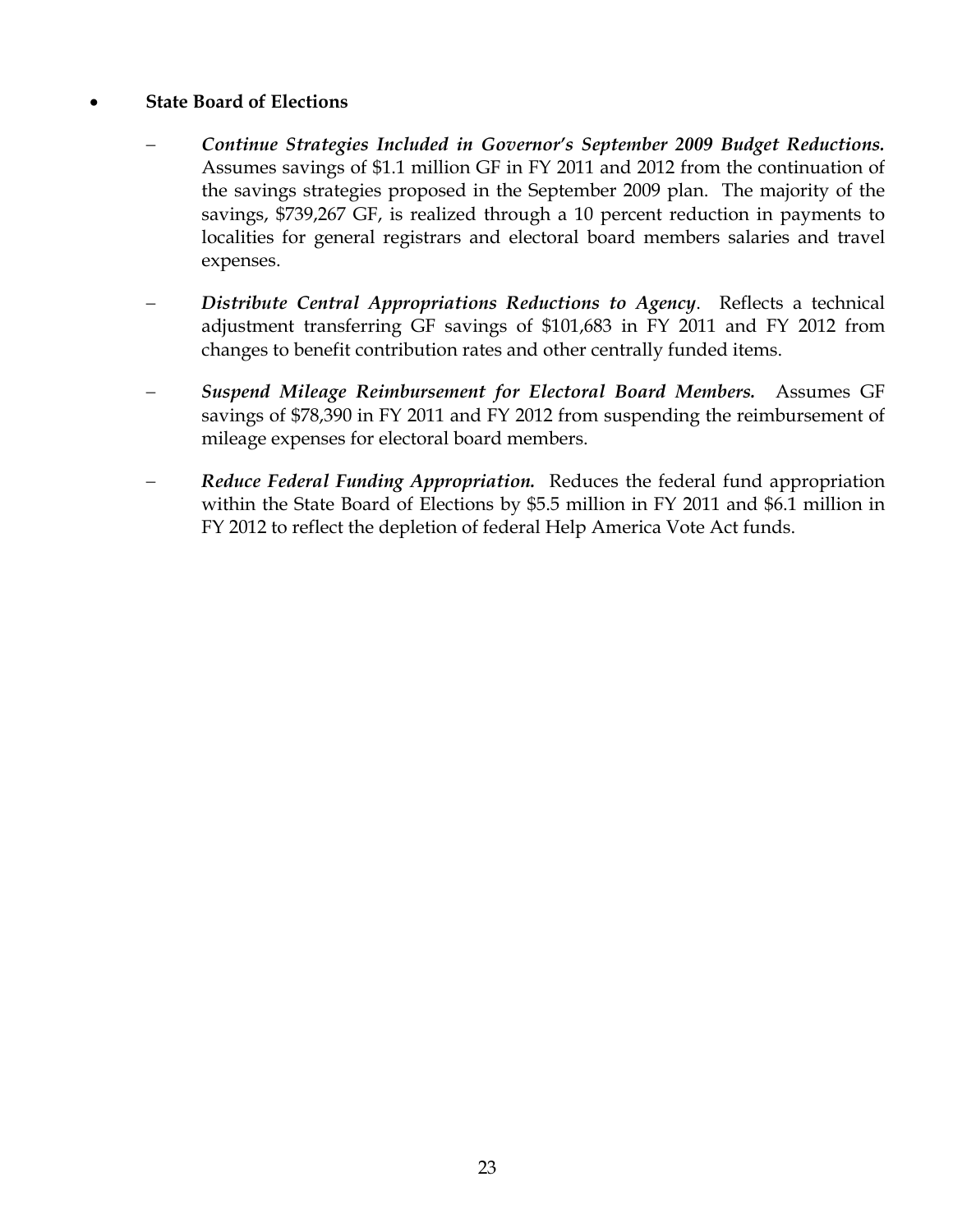- **State Board of Elections**

  - ***Continue Strategies Included in Governor's September 2009 Budget Reductions.*** Assumes savings of $1.1 million GF in FY 2011 and 2012 from the continuation of the savings strategies proposed in the September 2009 plan. The majority of the savings, $739,267 GF, is realized through a 10 percent reduction in payments to localities for general registrars and electoral board members salaries and travel expenses.

  - ***Distribute Central Appropriations Reductions to Agency***. Reflects a technical adjustment transferring GF savings of $101,683 in FY 2011 and FY 2012 from changes to benefit contribution rates and other centrally funded items.

  - ***Suspend Mileage Reimbursement for Electoral Board Members.*** Assumes GF savings of $78,390 in FY 2011 and FY 2012 from suspending the reimbursement of mileage expenses for electoral board members.

  - ***Reduce Federal Funding Appropriation.*** Reduces the federal fund appropriation within the State Board of Elections by $5.5 million in FY 2011 and $6.1 million in FY 2012 to reflect the depletion of federal Help America Vote Act funds.